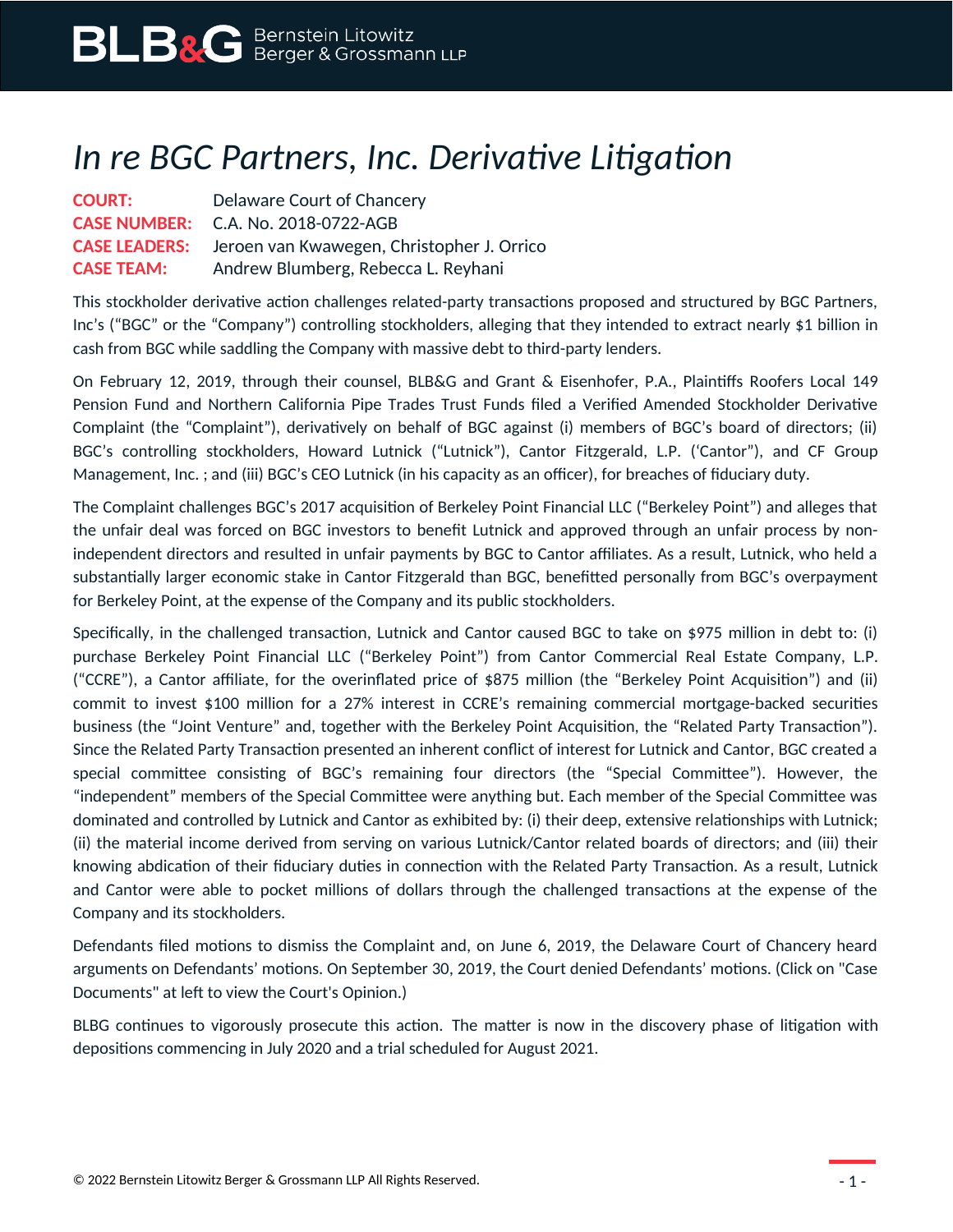# *In re BGC Partners, Inc. Derivative Litigation*

**COURT:** Delaware Court of Chancery
**CASE NUMBER:** C.A. No. 2018-0722-AGB
**CASE LEADERS:** Jeroen van Kwawegen, Christopher J. Orrico
**CASE TEAM:** Andrew Blumberg, Rebecca L. Reyhani

This stockholder derivative action challenges related-party transactions proposed and structured by BGC Partners, Inc's ("BGC" or the "Company") controlling stockholders, alleging that they intended to extract nearly $1 billion in cash from BGC while saddling the Company with massive debt to third-party lenders.

On February 12, 2019, through their counsel, BLB&G and Grant & Eisenhofer, P.A., Plaintiffs Roofers Local 149 Pension Fund and Northern California Pipe Trades Trust Funds filed a Verified Amended Stockholder Derivative Complaint (the "Complaint"), derivatively on behalf of BGC against (i) members of BGC's board of directors; (ii) BGC's controlling stockholders, Howard Lutnick ("Lutnick"), Cantor Fitzgerald, L.P. ('Cantor"), and CF Group Management, Inc. ; and (iii) BGC's CEO Lutnick (in his capacity as an officer), for breaches of fiduciary duty.

The Complaint challenges BGC's 2017 acquisition of Berkeley Point Financial LLC ("Berkeley Point") and alleges that the unfair deal was forced on BGC investors to benefit Lutnick and approved through an unfair process by non-independent directors and resulted in unfair payments by BGC to Cantor affiliates. As a result, Lutnick, who held a substantially larger economic stake in Cantor Fitzgerald than BGC, benefitted personally from BGC's overpayment for Berkeley Point, at the expense of the Company and its public stockholders.

Specifically, in the challenged transaction, Lutnick and Cantor caused BGC to take on $975 million in debt to: (i) purchase Berkeley Point Financial LLC ("Berkeley Point") from Cantor Commercial Real Estate Company, L.P. ("CCRE"), a Cantor affiliate, for the overinflated price of $875 million (the "Berkeley Point Acquisition") and (ii) commit to invest $100 million for a 27% interest in CCRE's remaining commercial mortgage-backed securities business (the "Joint Venture" and, together with the Berkeley Point Acquisition, the "Related Party Transaction"). Since the Related Party Transaction presented an inherent conflict of interest for Lutnick and Cantor, BGC created a special committee consisting of BGC's remaining four directors (the "Special Committee"). However, the "independent" members of the Special Committee were anything but. Each member of the Special Committee was dominated and controlled by Lutnick and Cantor as exhibited by: (i) their deep, extensive relationships with Lutnick; (ii) the material income derived from serving on various Lutnick/Cantor related boards of directors; and (iii) their knowing abdication of their fiduciary duties in connection with the Related Party Transaction. As a result, Lutnick and Cantor were able to pocket millions of dollars through the challenged transactions at the expense of the Company and its stockholders.

Defendants filed motions to dismiss the Complaint and, on June 6, 2019, the Delaware Court of Chancery heard arguments on Defendants' motions. On September 30, 2019, the Court denied Defendants' motions. (Click on "Case Documents" at left to view the Court's Opinion.)

BLBG continues to vigorously prosecute this action. The matter is now in the discovery phase of litigation with depositions commencing in July 2020 and a trial scheduled for August 2021.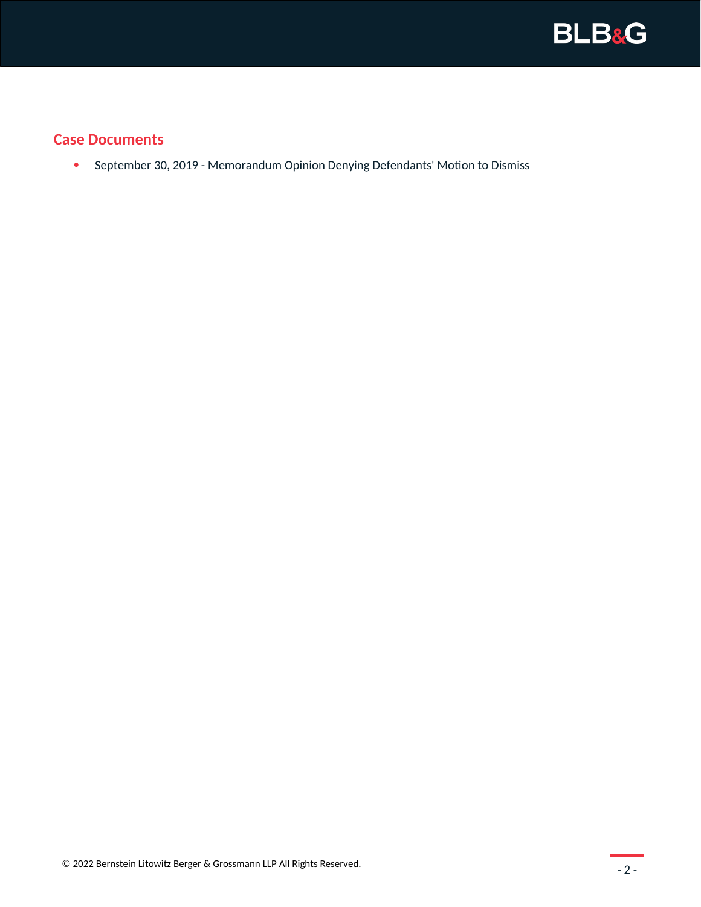## Case Documents

- September 30, 2019 - Memorandum Opinion Denying Defendants' Motion to Dismiss